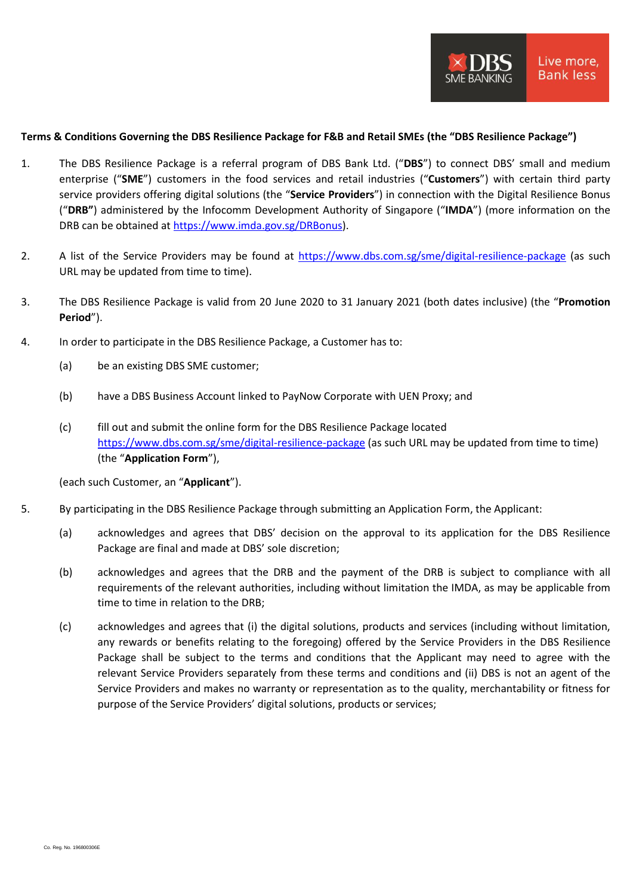**Terms & Conditions Governing the DBS Resilience Package for F&B and Retail SMEs (the "DBS Resilience Package")**

1. The DBS Resilience Package is a referral program of DBS Bank Ltd. ("**DBS**") to connect DBS' small and medium enterprise ("**SME**") customers in the food services and retail industries ("**Customers**") with certain third party service providers offering digital solutions (the "**Service Providers**") in connection with the Digital Resilience Bonus ("**DRB**") administered by the Infocomm Development Authority of Singapore ("**IMDA**") (more information on the DRB can be obtained at https://www.imda.gov.sg/DRBonus).

2. A list of the Service Providers may be found at https://www.dbs.com.sg/sme/digital-resilience-package (as such URL may be updated from time to time).

3. The DBS Resilience Package is valid from 20 June 2020 to 31 January 2021 (both dates inclusive) (the "**Promotion Period**").

4. In order to participate in the DBS Resilience Package, a Customer has to:

   (a) be an existing DBS SME customer;

   (b) have a DBS Business Account linked to PayNow Corporate with UEN Proxy; and

   (c) fill out and submit the online form for the DBS Resilience Package located https://www.dbs.com.sg/sme/digital-resilience-package (as such URL may be updated from time to time) (the "**Application Form**"),

   (each such Customer, an "**Applicant**").

5. By participating in the DBS Resilience Package through submitting an Application Form, the Applicant:

   (a) acknowledges and agrees that DBS' decision on the approval to its application for the DBS Resilience Package are final and made at DBS' sole discretion;

   (b) acknowledges and agrees that the DRB and the payment of the DRB is subject to compliance with all requirements of the relevant authorities, including without limitation the IMDA, as may be applicable from time to time in relation to the DRB;

   (c) acknowledges and agrees that (i) the digital solutions, products and services (including without limitation, any rewards or benefits relating to the foregoing) offered by the Service Providers in the DBS Resilience Package shall be subject to the terms and conditions that the Applicant may need to agree with the relevant Service Providers separately from these terms and conditions and (ii) DBS is not an agent of the Service Providers and makes no warranty or representation as to the quality, merchantability or fitness for purpose of the Service Providers' digital solutions, products or services;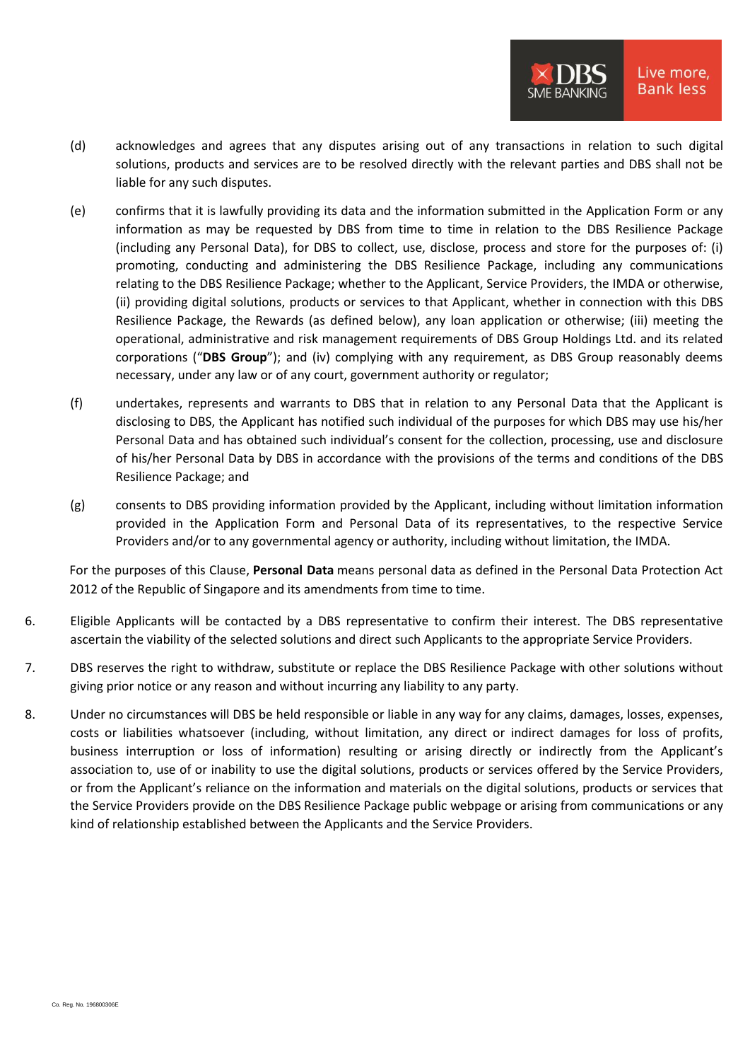(d) acknowledges and agrees that any disputes arising out of any transactions in relation to such digital solutions, products and services are to be resolved directly with the relevant parties and DBS shall not be liable for any such disputes.

(e) confirms that it is lawfully providing its data and the information submitted in the Application Form or any information as may be requested by DBS from time to time in relation to the DBS Resilience Package (including any Personal Data), for DBS to collect, use, disclose, process and store for the purposes of: (i) promoting, conducting and administering the DBS Resilience Package, including any communications relating to the DBS Resilience Package; whether to the Applicant, Service Providers, the IMDA or otherwise, (ii) providing digital solutions, products or services to that Applicant, whether in connection with this DBS Resilience Package, the Rewards (as defined below), any loan application or otherwise; (iii) meeting the operational, administrative and risk management requirements of DBS Group Holdings Ltd. and its related corporations ("**DBS Group**"); and (iv) complying with any requirement, as DBS Group reasonably deems necessary, under any law or of any court, government authority or regulator;

(f) undertakes, represents and warrants to DBS that in relation to any Personal Data that the Applicant is disclosing to DBS, the Applicant has notified such individual of the purposes for which DBS may use his/her Personal Data and has obtained such individual's consent for the collection, processing, use and disclosure of his/her Personal Data by DBS in accordance with the provisions of the terms and conditions of the DBS Resilience Package; and

(g) consents to DBS providing information provided by the Applicant, including without limitation information provided in the Application Form and Personal Data of its representatives, to the respective Service Providers and/or to any governmental agency or authority, including without limitation, the IMDA.

For the purposes of this Clause, **Personal Data** means personal data as defined in the Personal Data Protection Act 2012 of the Republic of Singapore and its amendments from time to time.

6. Eligible Applicants will be contacted by a DBS representative to confirm their interest. The DBS representative ascertain the viability of the selected solutions and direct such Applicants to the appropriate Service Providers.

7. DBS reserves the right to withdraw, substitute or replace the DBS Resilience Package with other solutions without giving prior notice or any reason and without incurring any liability to any party.

8. Under no circumstances will DBS be held responsible or liable in any way for any claims, damages, losses, expenses, costs or liabilities whatsoever (including, without limitation, any direct or indirect damages for loss of profits, business interruption or loss of information) resulting or arising directly or indirectly from the Applicant's association to, use of or inability to use the digital solutions, products or services offered by the Service Providers, or from the Applicant's reliance on the information and materials on the digital solutions, products or services that the Service Providers provide on the DBS Resilience Package public webpage or arising from communications or any kind of relationship established between the Applicants and the Service Providers.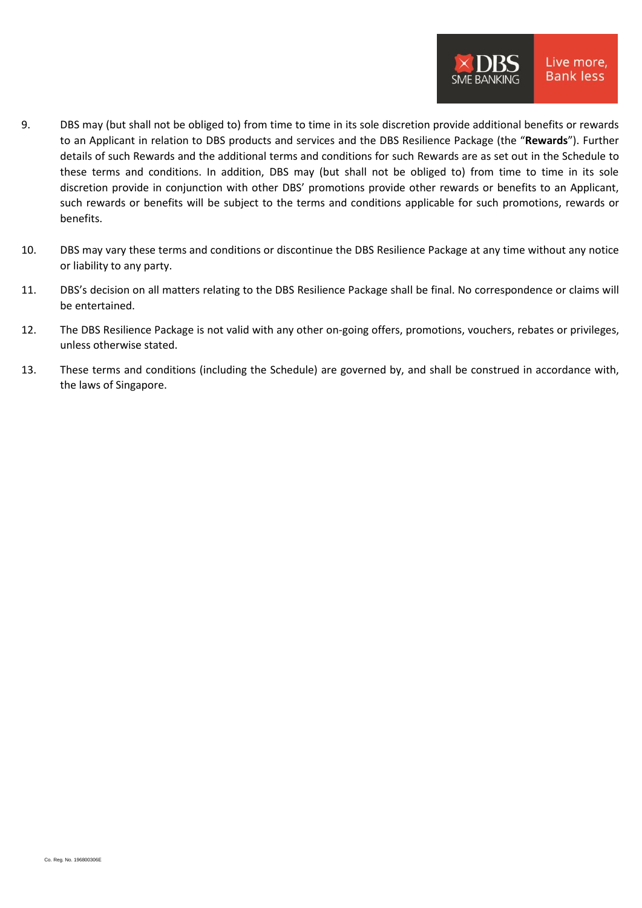9. DBS may (but shall not be obliged to) from time to time in its sole discretion provide additional benefits or rewards to an Applicant in relation to DBS products and services and the DBS Resilience Package (the "**Rewards**"). Further details of such Rewards and the additional terms and conditions for such Rewards are as set out in the Schedule to these terms and conditions. In addition, DBS may (but shall not be obliged to) from time to time in its sole discretion provide in conjunction with other DBS' promotions provide other rewards or benefits to an Applicant, such rewards or benefits will be subject to the terms and conditions applicable for such promotions, rewards or benefits.

10. DBS may vary these terms and conditions or discontinue the DBS Resilience Package at any time without any notice or liability to any party.

11. DBS's decision on all matters relating to the DBS Resilience Package shall be final. No correspondence or claims will be entertained.

12. The DBS Resilience Package is not valid with any other on-going offers, promotions, vouchers, rebates or privileges, unless otherwise stated.

13. These terms and conditions (including the Schedule) are governed by, and shall be construed in accordance with, the laws of Singapore.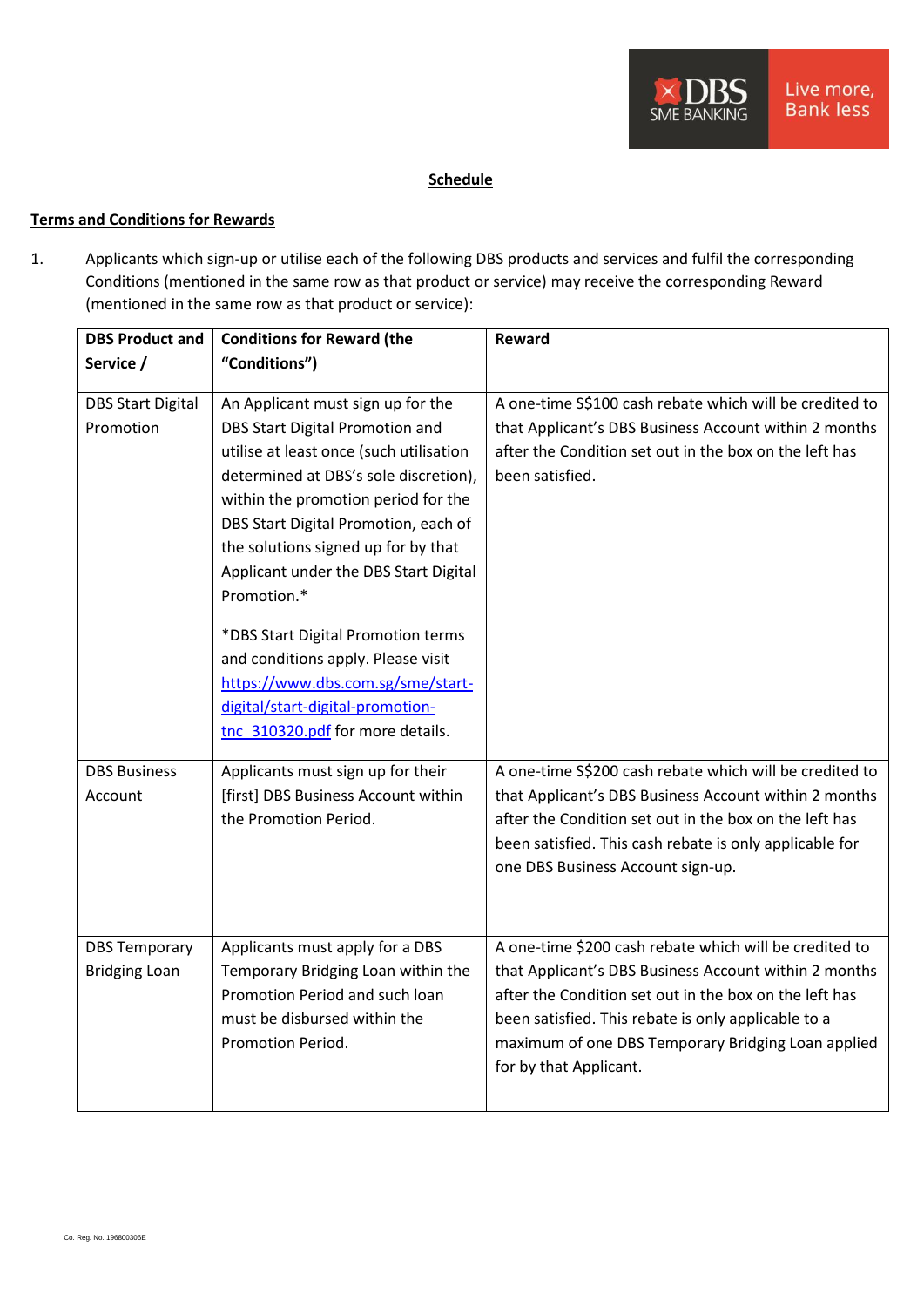**Schedule**

**Terms and Conditions for Rewards**

1. Applicants which sign-up or utilise each of the following DBS products and services and fulfil the corresponding Conditions (mentioned in the same row as that product or service) may receive the corresponding Reward (mentioned in the same row as that product or service):

| DBS Product and Service / | Conditions for Reward (the "Conditions") | Reward |
|---|---|---|
| DBS Start Digital Promotion | An Applicant must sign up for the DBS Start Digital Promotion and utilise at least once (such utilisation determined at DBS's sole discretion), within the promotion period for the DBS Start Digital Promotion, each of the solutions signed up for by that Applicant under the DBS Start Digital Promotion.*<br><br>*DBS Start Digital Promotion terms and conditions apply. Please visit [https://www.dbs.com.sg/sme/start-digital/start-digital-promotion-tnc_310320.pdf](https://www.dbs.com.sg/sme/start-digital/start-digital-promotion-tnc_310320.pdf) for more details. | A one-time S$100 cash rebate which will be credited to that Applicant's DBS Business Account within 2 months after the Condition set out in the box on the left has been satisfied. |
| DBS Business Account | Applicants must sign up for their [first] DBS Business Account within the Promotion Period. | A one-time S$200 cash rebate which will be credited to that Applicant's DBS Business Account within 2 months after the Condition set out in the box on the left has been satisfied. This cash rebate is only applicable for one DBS Business Account sign-up. |
| DBS Temporary Bridging Loan | Applicants must apply for a DBS Temporary Bridging Loan within the Promotion Period and such loan must be disbursed within the Promotion Period. | A one-time $200 cash rebate which will be credited to that Applicant's DBS Business Account within 2 months after the Condition set out in the box on the left has been satisfied. This rebate is only applicable to a maximum of one DBS Temporary Bridging Loan applied for by that Applicant. |

Co. Reg. No. 196800306E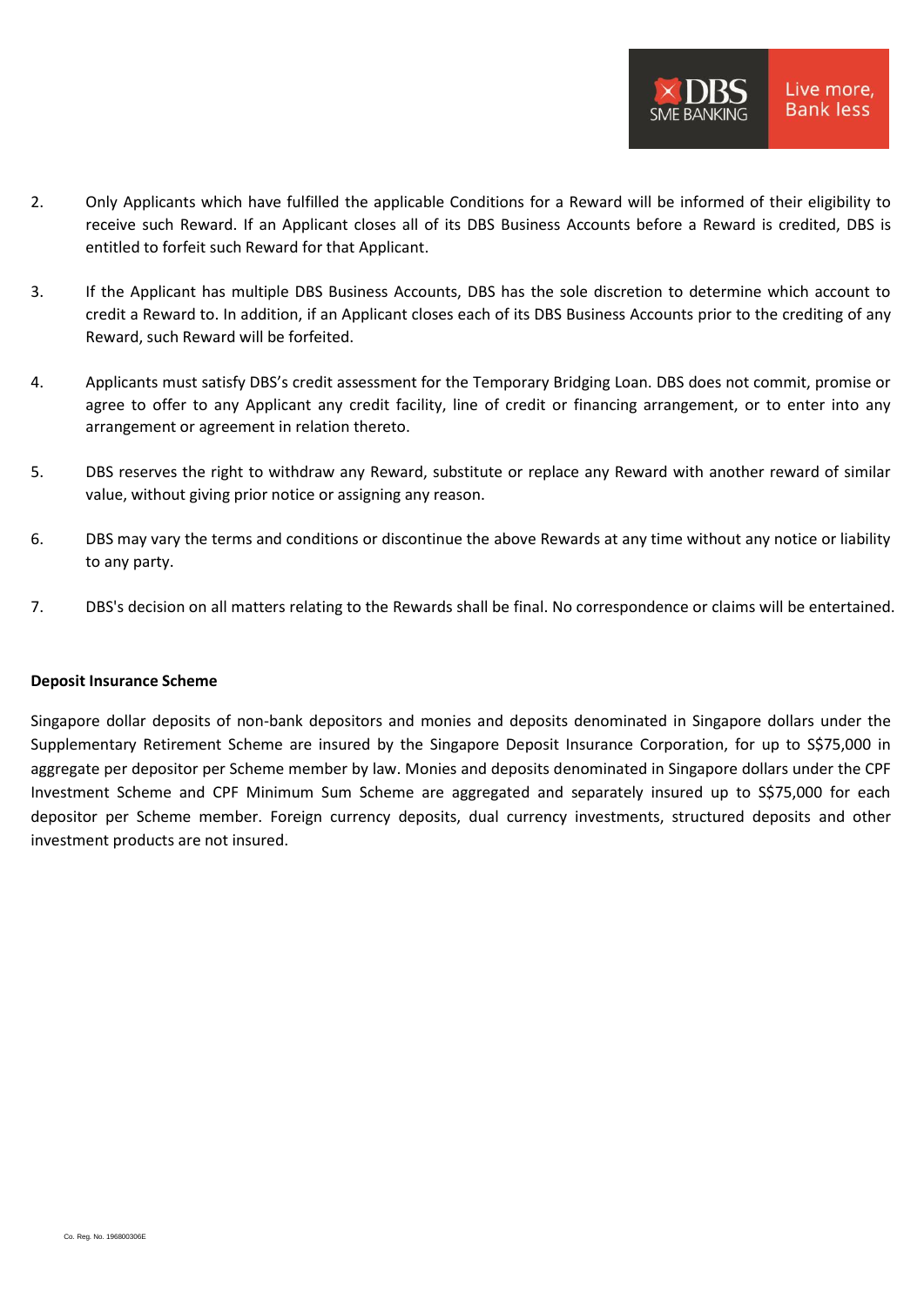2. Only Applicants which have fulfilled the applicable Conditions for a Reward will be informed of their eligibility to receive such Reward. If an Applicant closes all of its DBS Business Accounts before a Reward is credited, DBS is entitled to forfeit such Reward for that Applicant.

3. If the Applicant has multiple DBS Business Accounts, DBS has the sole discretion to determine which account to credit a Reward to. In addition, if an Applicant closes each of its DBS Business Accounts prior to the crediting of any Reward, such Reward will be forfeited.

4. Applicants must satisfy DBS's credit assessment for the Temporary Bridging Loan. DBS does not commit, promise or agree to offer to any Applicant any credit facility, line of credit or financing arrangement, or to enter into any arrangement or agreement in relation thereto.

5. DBS reserves the right to withdraw any Reward, substitute or replace any Reward with another reward of similar value, without giving prior notice or assigning any reason.

6. DBS may vary the terms and conditions or discontinue the above Rewards at any time without any notice or liability to any party.

7. DBS's decision on all matters relating to the Rewards shall be final. No correspondence or claims will be entertained.

**Deposit Insurance Scheme**

Singapore dollar deposits of non-bank depositors and monies and deposits denominated in Singapore dollars under the Supplementary Retirement Scheme are insured by the Singapore Deposit Insurance Corporation, for up to S$75,000 in aggregate per depositor per Scheme member by law. Monies and deposits denominated in Singapore dollars under the CPF Investment Scheme and CPF Minimum Sum Scheme are aggregated and separately insured up to S$75,000 for each depositor per Scheme member. Foreign currency deposits, dual currency investments, structured deposits and other investment products are not insured.

Co. Reg. No. 196800306E